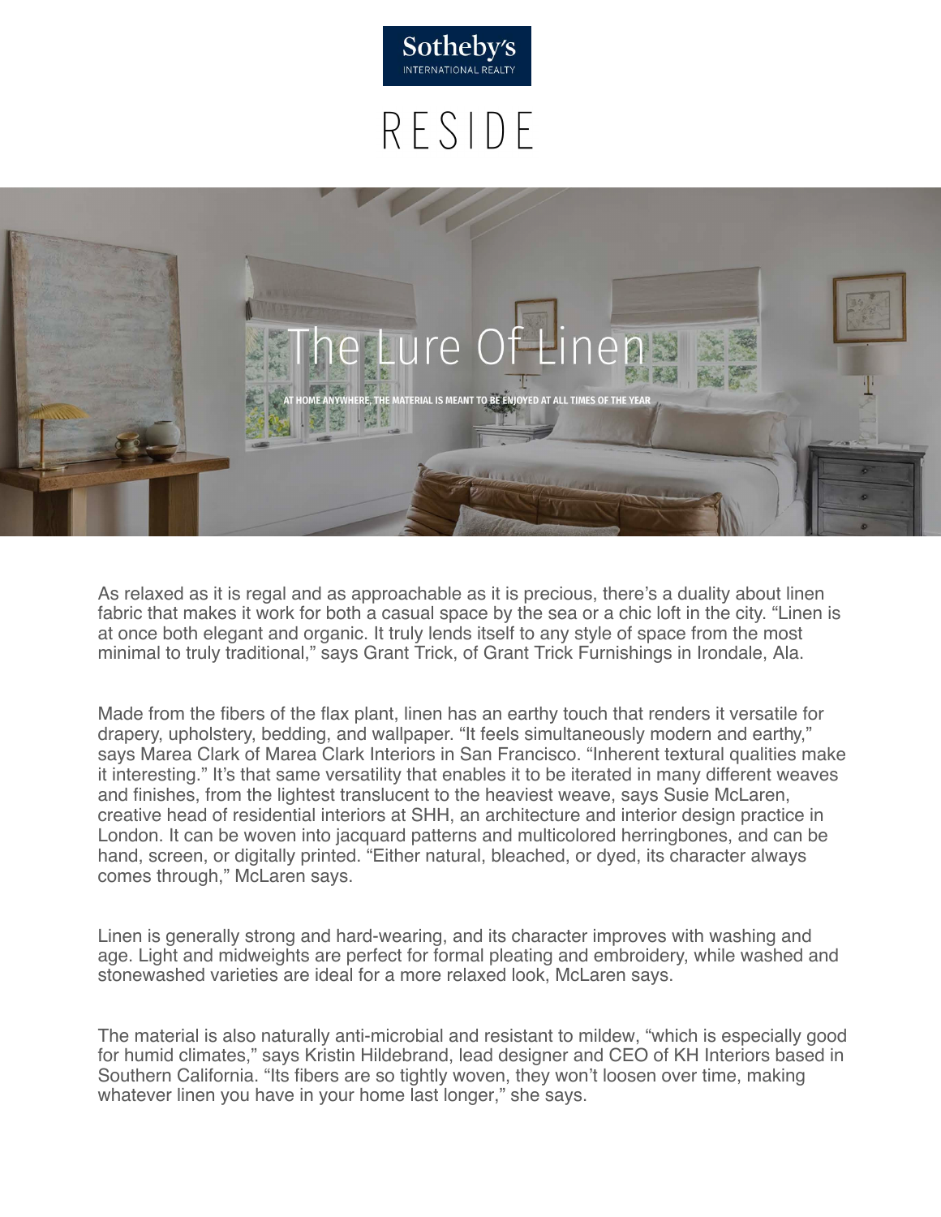Sotheby's INTERNATIONAL REALTY

RESIDE

# The Lure Of Linen

AT HOME ANYWHERE, THE MATERIAL IS MEANT TO BE ENJOYED AT ALL TIMES OF THE YEAR

As relaxed as it is regal and as approachable as it is precious, there's a duality about linen fabric that makes it work for both a casual space by the sea or a chic loft in the city. "Linen is at once both elegant and organic. It truly lends itself to any style of space from the most minimal to truly traditional," says Grant Trick, of Grant Trick Furnishings in Irondale, Ala.

Made from the fibers of the flax plant, linen has an earthy touch that renders it versatile for drapery, upholstery, bedding, and wallpaper. "It feels simultaneously modern and earthy," says Marea Clark of Marea Clark Interiors in San Francisco. "Inherent textural qualities make it interesting." It's that same versatility that enables it to be iterated in many different weaves and finishes, from the lightest translucent to the heaviest weave, says Susie McLaren, creative head of residential interiors at SHH, an architecture and interior design practice in London. It can be woven into jacquard patterns and multicolored herringbones, and can be hand, screen, or digitally printed. "Either natural, bleached, or dyed, its character always comes through," McLaren says.

Linen is generally strong and hard-wearing, and its character improves with washing and age. Light and midweights are perfect for formal pleating and embroidery, while washed and stonewashed varieties are ideal for a more relaxed look, McLaren says.

The material is also naturally anti-microbial and resistant to mildew, "which is especially good for humid climates," says Kristin Hildebrand, lead designer and CEO of KH Interiors based in Southern California. "Its fibers are so tightly woven, they won't loosen over time, making whatever linen you have in your home last longer," she says.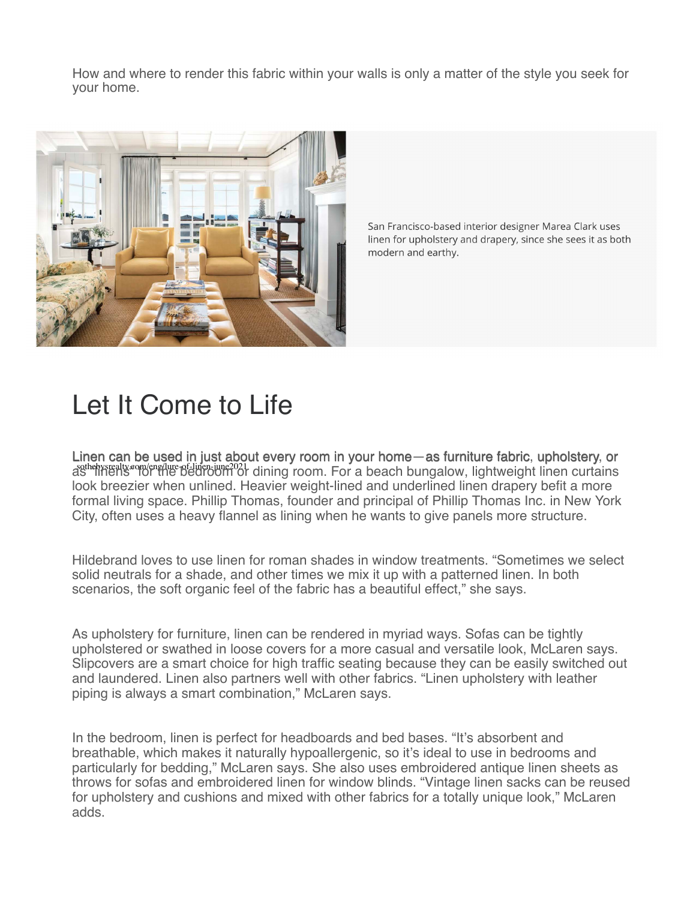How and where to render this fabric within your walls is only a matter of the style you seek for your home.

San Francisco-based interior designer Marea Clark uses linen for upholstery and drapery, since she sees it as both modern and earthy.

# Let It Come to Life

Linen can be used in just about every room in your home—as furniture fabric, upholstery, or as "linens" for the bedroom or dining room. For a beach bungalow, lightweight linen curtains look breezier when unlined. Heavier weight-lined and underlined linen drapery befit a more formal living space. Phillip Thomas, founder and principal of Phillip Thomas Inc. in New York City, often uses a heavy flannel as lining when he wants to give panels more structure.

Hildebrand loves to use linen for roman shades in window treatments. "Sometimes we select solid neutrals for a shade, and other times we mix it up with a patterned linen. In both scenarios, the soft organic feel of the fabric has a beautiful effect," she says.

As upholstery for furniture, linen can be rendered in myriad ways. Sofas can be tightly upholstered or swathed in loose covers for a more casual and versatile look, McLaren says. Slipcovers are a smart choice for high traffic seating because they can be easily switched out and laundered. Linen also partners well with other fabrics. "Linen upholstery with leather piping is always a smart combination," McLaren says.

In the bedroom, linen is perfect for headboards and bed bases. "It's absorbent and breathable, which makes it naturally hypoallergenic, so it's ideal to use in bedrooms and particularly for bedding," McLaren says. She also uses embroidered antique linen sheets as throws for sofas and embroidered linen for window blinds. "Vintage linen sacks can be reused for upholstery and cushions and mixed with other fabrics for a totally unique look," McLaren adds.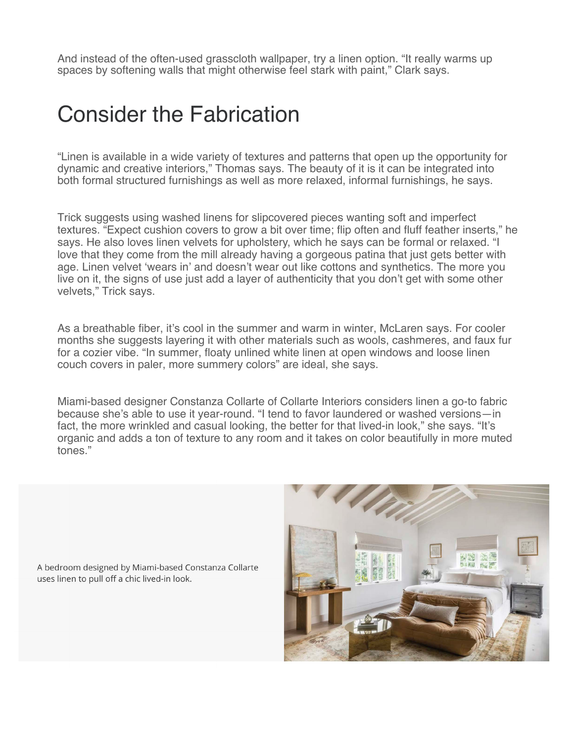And instead of the often-used grasscloth wallpaper, try a linen option. "It really warms up spaces by softening walls that might otherwise feel stark with paint," Clark says.

## Consider the Fabrication

"Linen is available in a wide variety of textures and patterns that open up the opportunity for dynamic and creative interiors," Thomas says. The beauty of it is it can be integrated into both formal structured furnishings as well as more relaxed, informal furnishings, he says.

Trick suggests using washed linens for slipcovered pieces wanting soft and imperfect textures. "Expect cushion covers to grow a bit over time; flip often and fluff feather inserts," he says. He also loves linen velvets for upholstery, which he says can be formal or relaxed. "I love that they come from the mill already having a gorgeous patina that just gets better with age. Linen velvet 'wears in' and doesn't wear out like cottons and synthetics. The more you live on it, the signs of use just add a layer of authenticity that you don't get with some other velvets," Trick says.

As a breathable fiber, it's cool in the summer and warm in winter, McLaren says. For cooler months she suggests layering it with other materials such as wools, cashmeres, and faux fur for a cozier vibe. "In summer, floaty unlined white linen at open windows and loose linen couch covers in paler, more summery colors" are ideal, she says.

Miami-based designer Constanza Collarte of Collarte Interiors considers linen a go-to fabric because she's able to use it year-round. "I tend to favor laundered or washed versions—in fact, the more wrinkled and casual looking, the better for that lived-in look," she says. "It's organic and adds a ton of texture to any room and it takes on color beautifully in more muted tones."

A bedroom designed by Miami-based Constanza Collarte uses linen to pull off a chic lived-in look.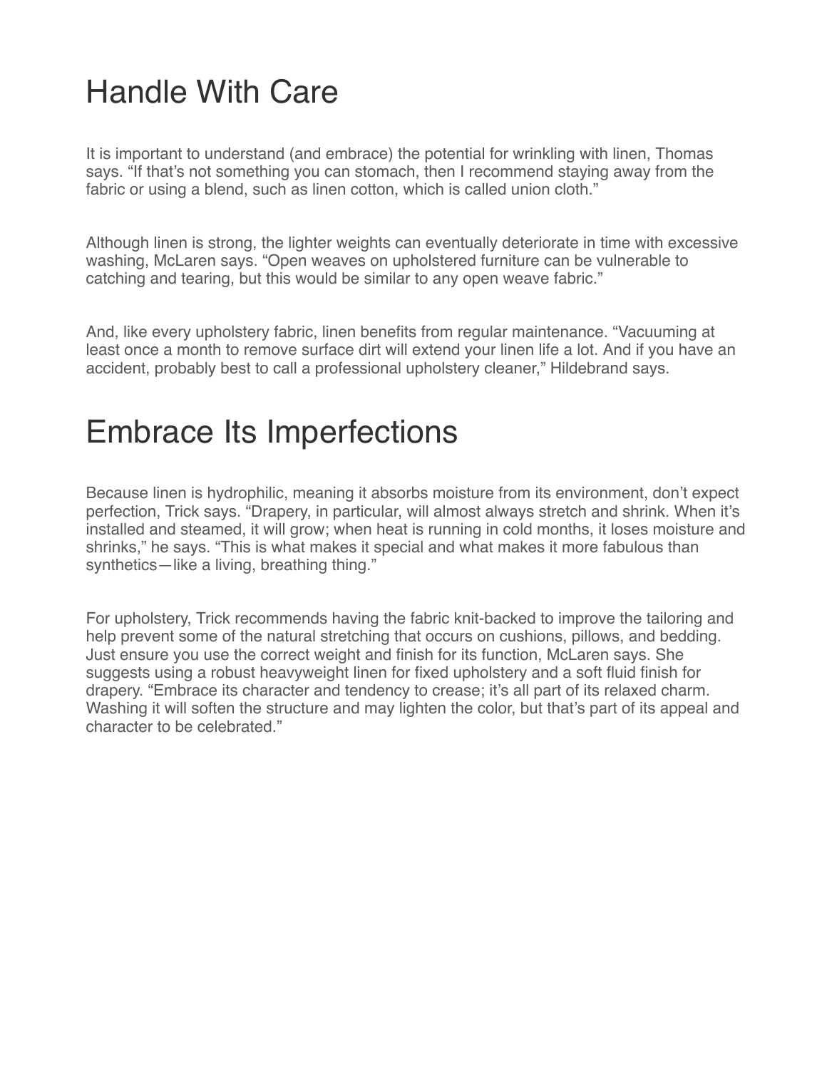## Handle With Care

It is important to understand (and embrace) the potential for wrinkling with linen, Thomas says. "If that's not something you can stomach, then I recommend staying away from the fabric or using a blend, such as linen cotton, which is called union cloth."

Although linen is strong, the lighter weights can eventually deteriorate in time with excessive washing, McLaren says. "Open weaves on upholstered furniture can be vulnerable to catching and tearing, but this would be similar to any open weave fabric."

And, like every upholstery fabric, linen benefits from regular maintenance. "Vacuuming at least once a month to remove surface dirt will extend your linen life a lot. And if you have an accident, probably best to call a professional upholstery cleaner," Hildebrand says.

## Embrace Its Imperfections

Because linen is hydrophilic, meaning it absorbs moisture from its environment, don't expect perfection, Trick says. "Drapery, in particular, will almost always stretch and shrink. When it's installed and steamed, it will grow; when heat is running in cold months, it loses moisture and shrinks," he says. "This is what makes it special and what makes it more fabulous than synthetics—like a living, breathing thing."

For upholstery, Trick recommends having the fabric knit-backed to improve the tailoring and help prevent some of the natural stretching that occurs on cushions, pillows, and bedding. Just ensure you use the correct weight and finish for its function, McLaren says. She suggests using a robust heavyweight linen for fixed upholstery and a soft fluid finish for drapery. "Embrace its character and tendency to crease; it's all part of its relaxed charm. Washing it will soften the structure and may lighten the color, but that's part of its appeal and character to be celebrated."